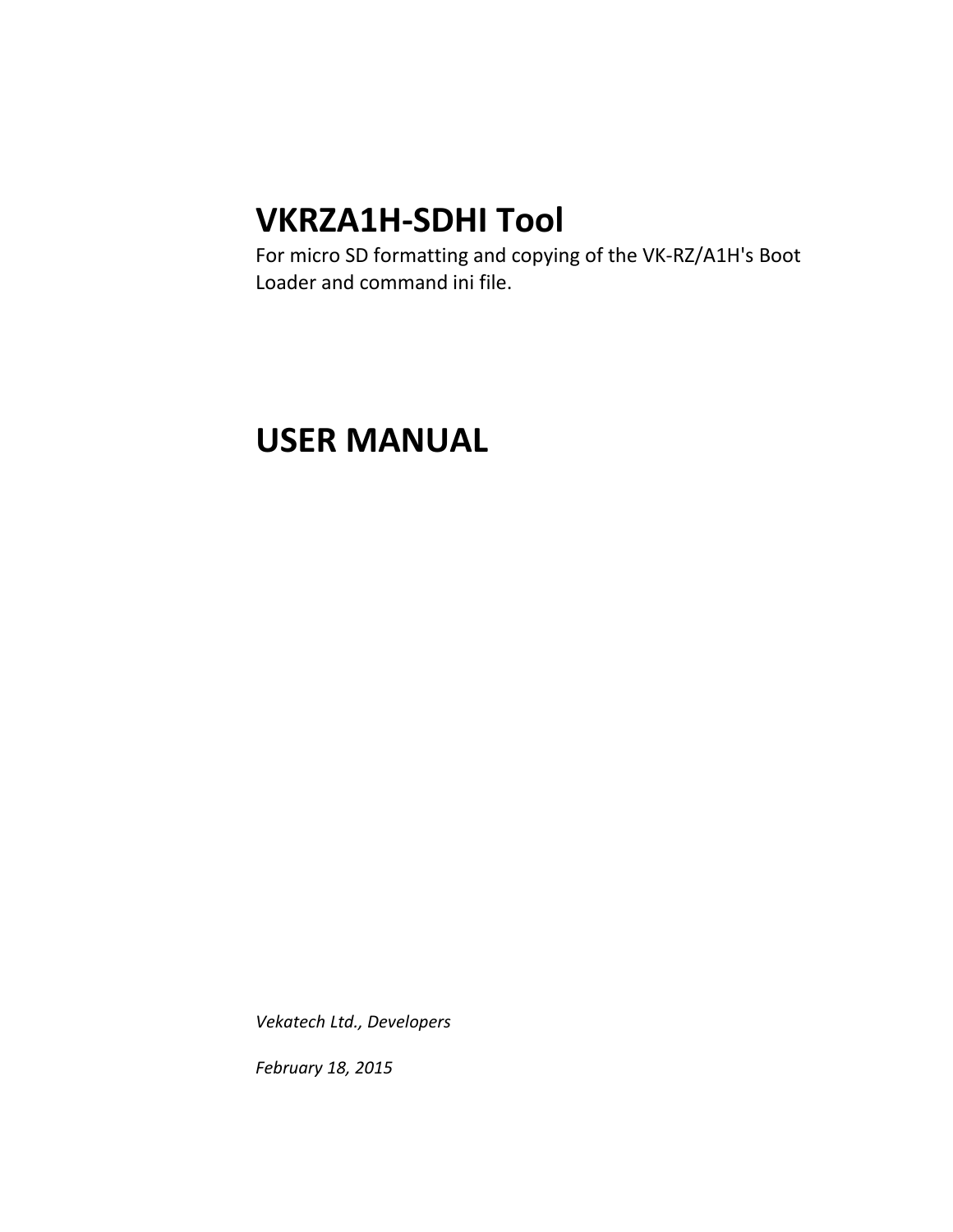# VKRZA1H-SDHI Tool

For micro SD formatting and copying of the VK-RZ/A1H's Boot Loader and command ini file.

# USER MANUAL

*Vekatech Ltd., Developers*

*February 18, 2015*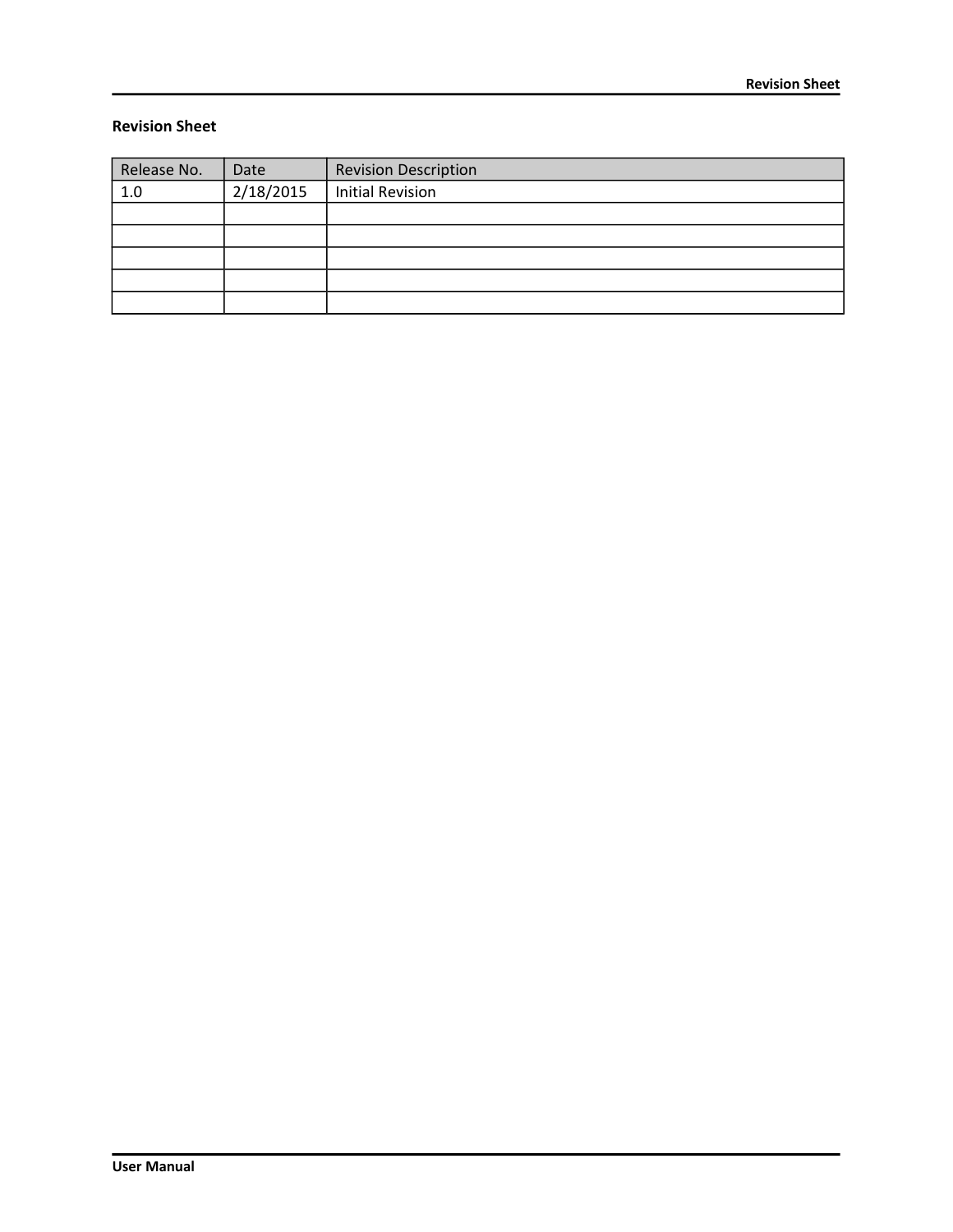## Revision Sheet

| Release No. | Date | Revision Description |
| --- | --- | --- |
| 1.0 | 2/18/2015 | Initial Revision |
| | | |
| | | |
| | | |
| | | |
| | | |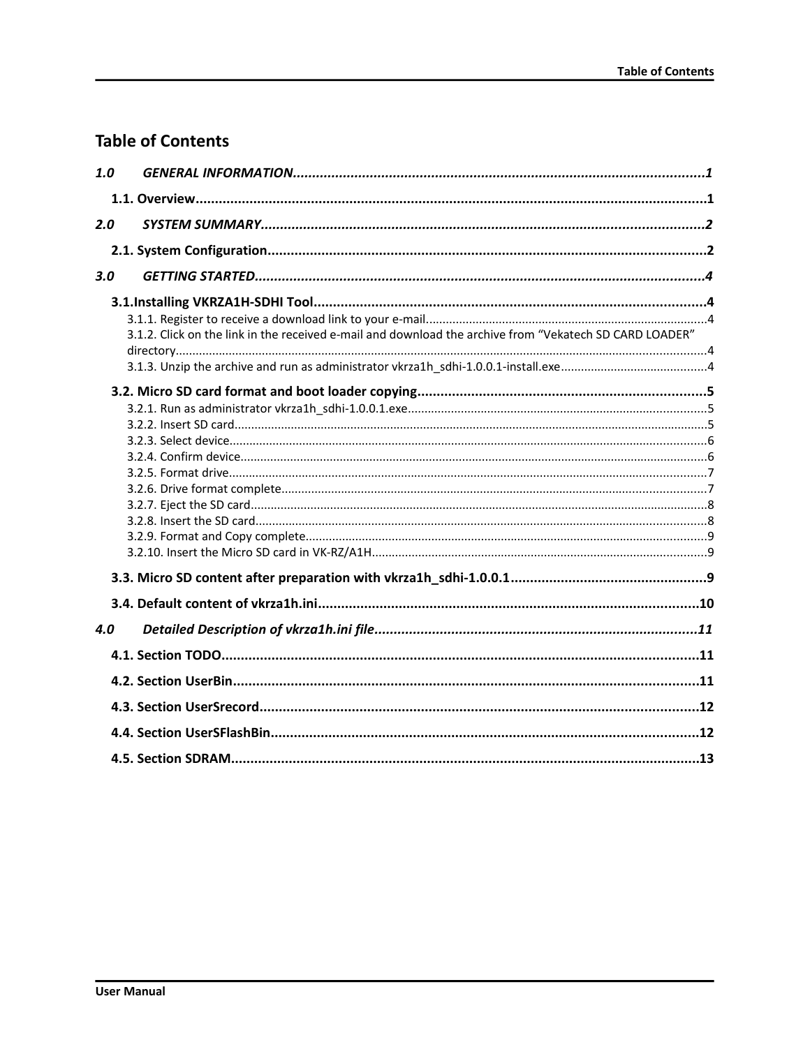# Table of Contents

*1.0 GENERAL INFORMATION* ..... *1*

**1.1. Overview** ..... **1**

*2.0 SYSTEM SUMMARY* ..... *2*

**2.1. System Configuration** ..... **2**

*3.0 GETTING STARTED* ..... *4*

**3.1.Installing VKRZA1H-SDHI Tool** ..... **4**

- 3.1.1. Register to receive a download link to your e-mail. ..... 4
- 3.1.2. Click on the link in the received e-mail and download the archive from “Vekatech SD CARD LOADER” directory ..... 4
- 3.1.3. Unzip the archive and run as administrator vkrza1h_sdhi-1.0.0.1-install.exe ..... 4

**3.2. Micro SD card format and boot loader copying** ..... **5**

- 3.2.1. Run as administrator vkrza1h_sdhi-1.0.0.1.exe ..... 5
- 3.2.2. Insert SD card ..... 5
- 3.2.3. Select device ..... 6
- 3.2.4. Confirm device ..... 6
- 3.2.5. Format drive ..... 7
- 3.2.6. Drive format complete ..... 7
- 3.2.7. Eject the SD card ..... 8
- 3.2.8. Insert the SD card ..... 8
- 3.2.9. Format and Copy complete ..... 9
- 3.2.10. Insert the Micro SD card in VK-RZ/A1H ..... 9

**3.3. Micro SD content after preparation with vkrza1h_sdhi-1.0.0.1** ..... **9**

**3.4. Default content of vkrza1h.ini** ..... **10**

*4.0 Detailed Description of vkrza1h.ini file* ..... *11*

**4.1. Section TODO** ..... **11**

**4.2. Section UserBin** ..... **11**

**4.3. Section UserSrecord** ..... **12**

**4.4. Section UserSFlashBin** ..... **12**

**4.5. Section SDRAM** ..... **13**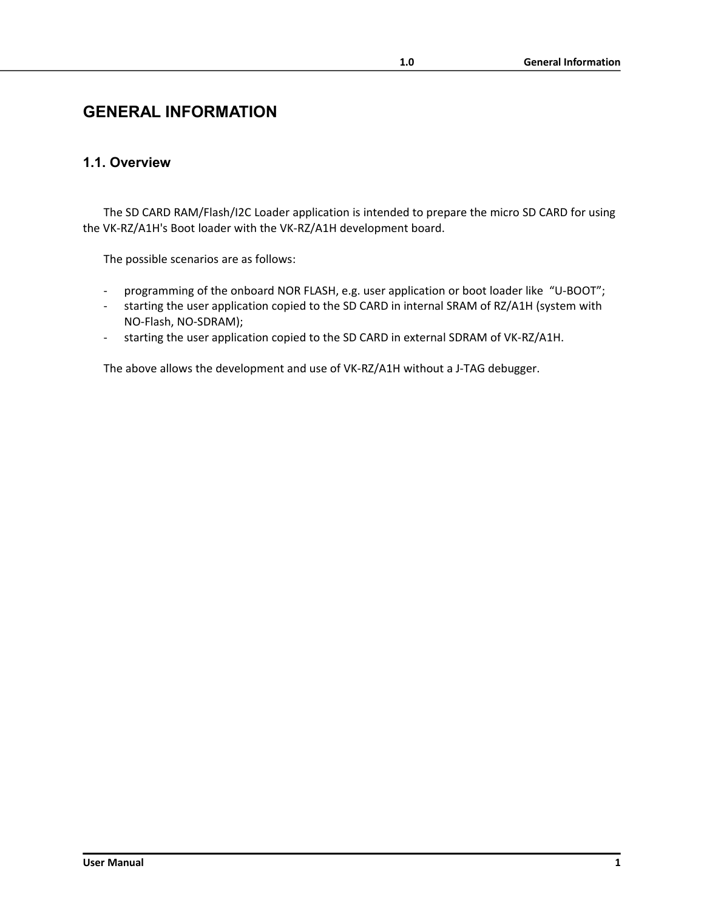# GENERAL INFORMATION

## 1.1. Overview

The SD CARD RAM/Flash/I2C Loader application is intended to prepare the micro SD CARD for using the VK-RZ/A1H's Boot loader with the VK-RZ/A1H development board.

The possible scenarios are as follows:

- programming of the onboard NOR FLASH, e.g. user application or boot loader like "U-BOOT";
- starting the user application copied to the SD CARD in internal SRAM of RZ/A1H (system with NO-Flash, NO-SDRAM);
- starting the user application copied to the SD CARD in external SDRAM of VK-RZ/A1H.

The above allows the development and use of VK-RZ/A1H without a J-TAG debugger.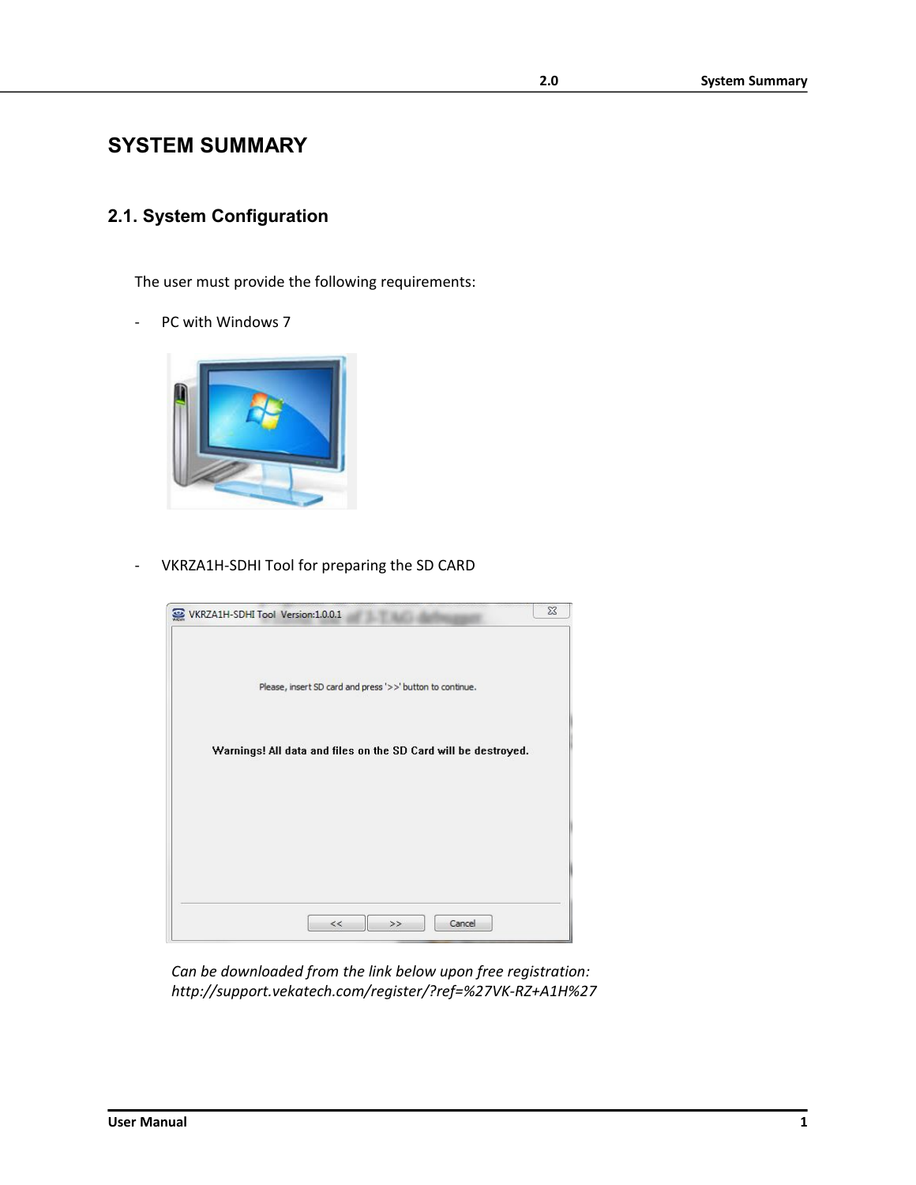# SYSTEM SUMMARY

## 2.1. System Configuration

The user must provide the following requirements:

- PC with Windows 7

- VKRZA1H-SDHI Tool for preparing the SD CARD

*Can be downloaded from the link below upon free registration: http://support.vekatech.com/register/?ref=%27VK-RZ+A1H%27*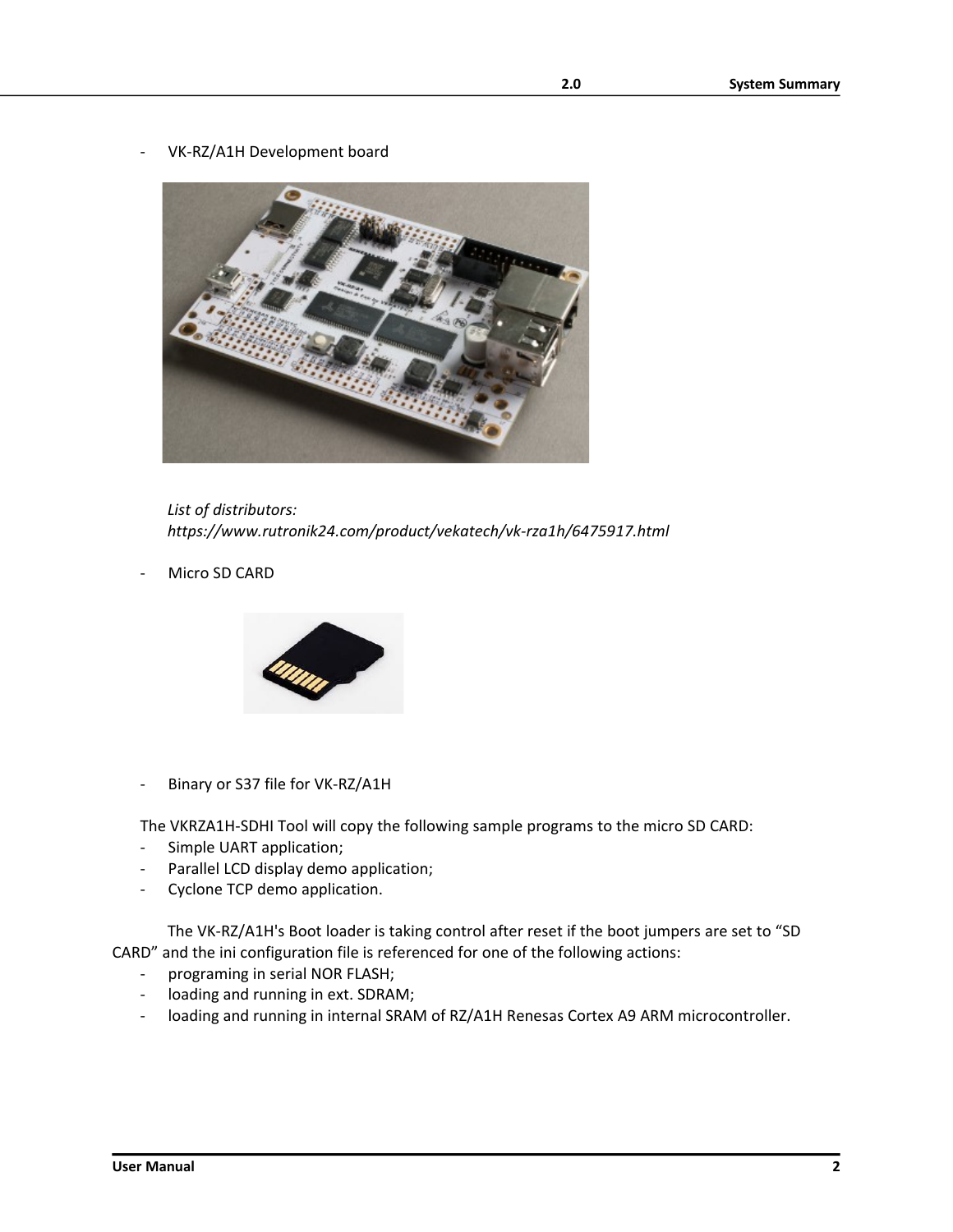- VK-RZ/A1H Development board

*List of distributors:*
*https://www.rutronik24.com/product/vekatech/vk-rza1h/6475917.html*

- Micro SD CARD

- Binary or S37 file for VK-RZ/A1H

The VKRZA1H-SDHI Tool will copy the following sample programs to the micro SD CARD:

- Simple UART application;
- Parallel LCD display demo application;
- Cyclone TCP demo application.

The VK-RZ/A1H's Boot loader is taking control after reset if the boot jumpers are set to “SD CARD” and the ini configuration file is referenced for one of the following actions:

- programing in serial NOR FLASH;
- loading and running in ext. SDRAM;
- loading and running in internal SRAM of RZ/A1H Renesas Cortex A9 ARM microcontroller.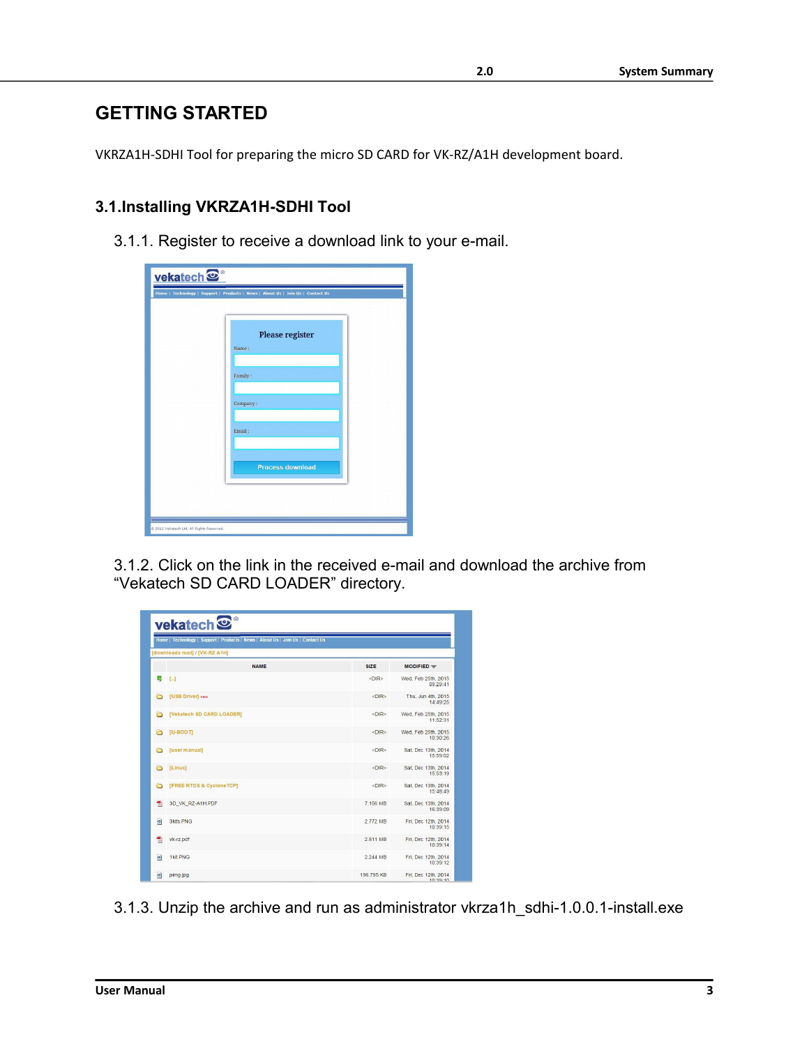# GETTING STARTED

VKRZA1H-SDHI Tool for preparing the micro SD CARD for VK-RZ/A1H development board.

## 3.1. Installing VKRZA1H-SDHI Tool

3.1.1. Register to receive a download link to your e-mail.

3.1.2. Click on the link in the received e-mail and download the archive from “Vekatech SD CARD LOADER” directory.

3.1.3. Unzip the archive and run as administrator vkrza1h_sdhi-1.0.0.1-install.exe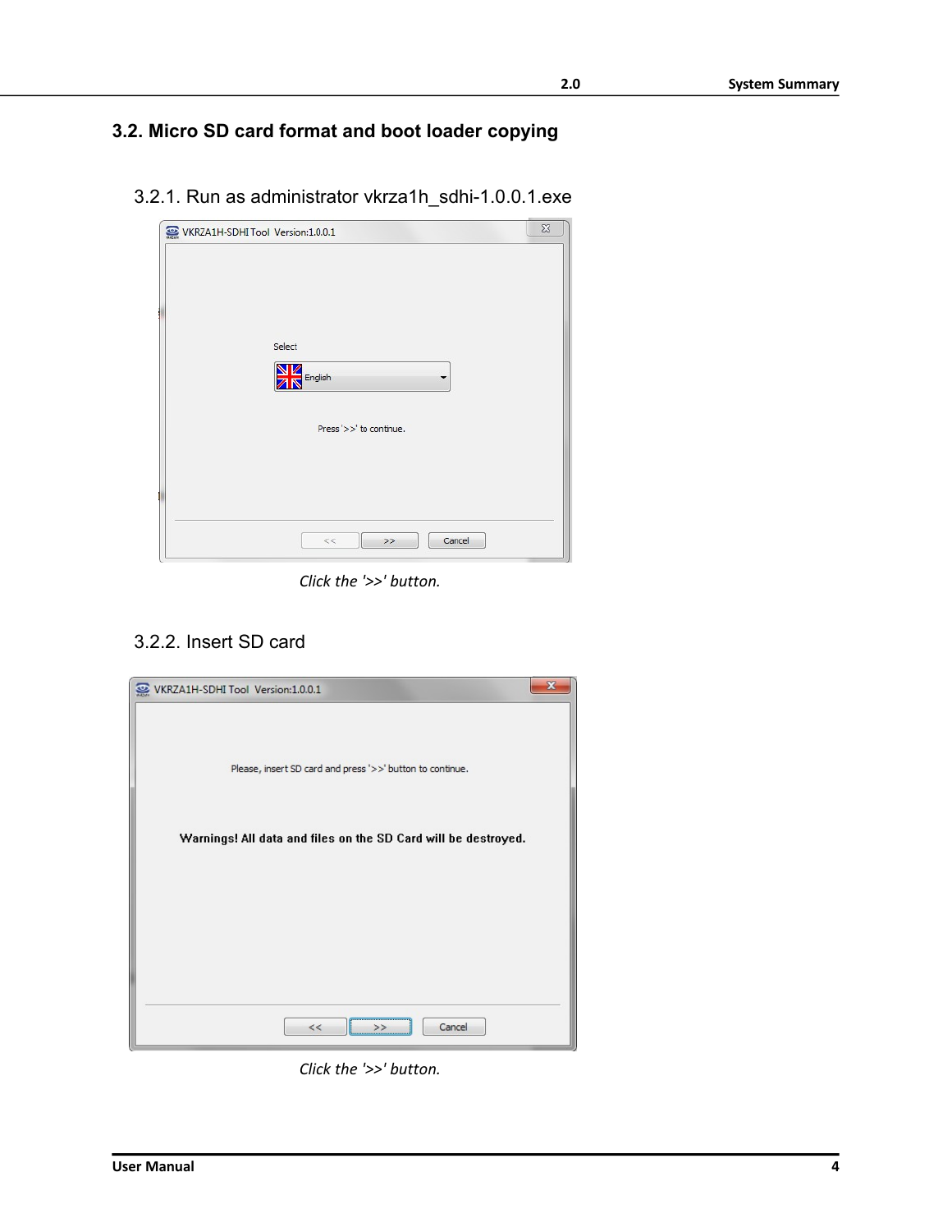## 3.2. Micro SD card format and boot loader copying

### 3.2.1. Run as administrator vkrza1h_sdhi-1.0.0.1.exe

*Click the '>>' button.*

### 3.2.2. Insert SD card

*Click the '>>' button.*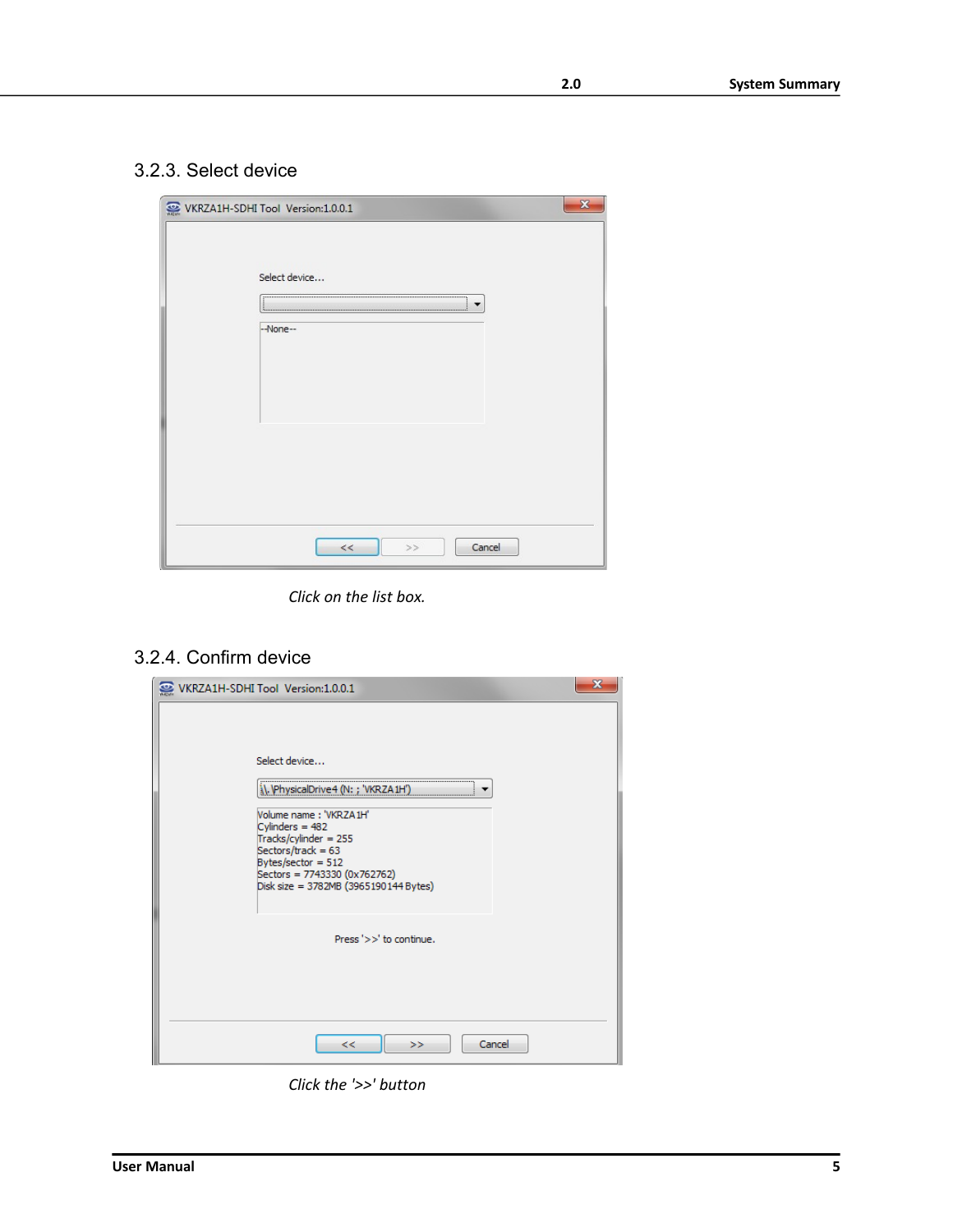### 3.2.3. Select device

*Click on the list box.*

### 3.2.4. Confirm device

*Click the '>>' button*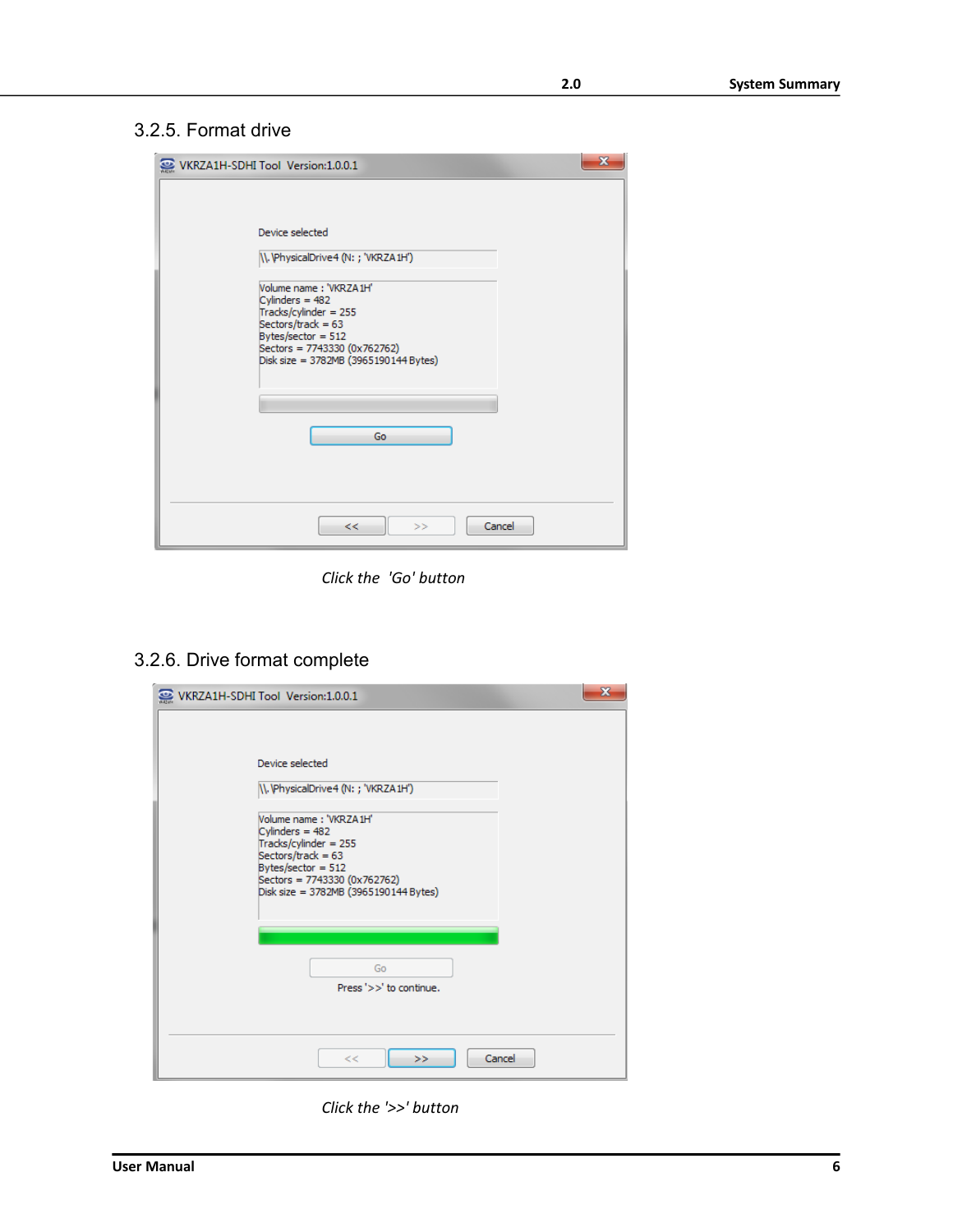### 3.2.5. Format drive

VKRZA1H-SDHI Tool Version:1.0.0.1

Device selected

\\.\PhysicalDrive4 (N: ; 'VKRZA1H')

Volume name : 'VKRZA1H'
Cylinders = 482
Tracks/cylinder = 255
Sectors/track = 63
Bytes/sector = 512
Sectors = 7743330 (0x762762)
Disk size = 3782MB (3965190144 Bytes)

Go

<< >> Cancel

*Click the 'Go' button*

### 3.2.6. Drive format complete

VKRZA1H-SDHI Tool Version:1.0.0.1

Device selected

\\.\PhysicalDrive4 (N: ; 'VKRZA1H')

Volume name : 'VKRZA1H'
Cylinders = 482
Tracks/cylinder = 255
Sectors/track = 63
Bytes/sector = 512
Sectors = 7743330 (0x762762)
Disk size = 3782MB (3965190144 Bytes)

Go

Press '>>' to continue.

<< >> Cancel

*Click the '>>' button*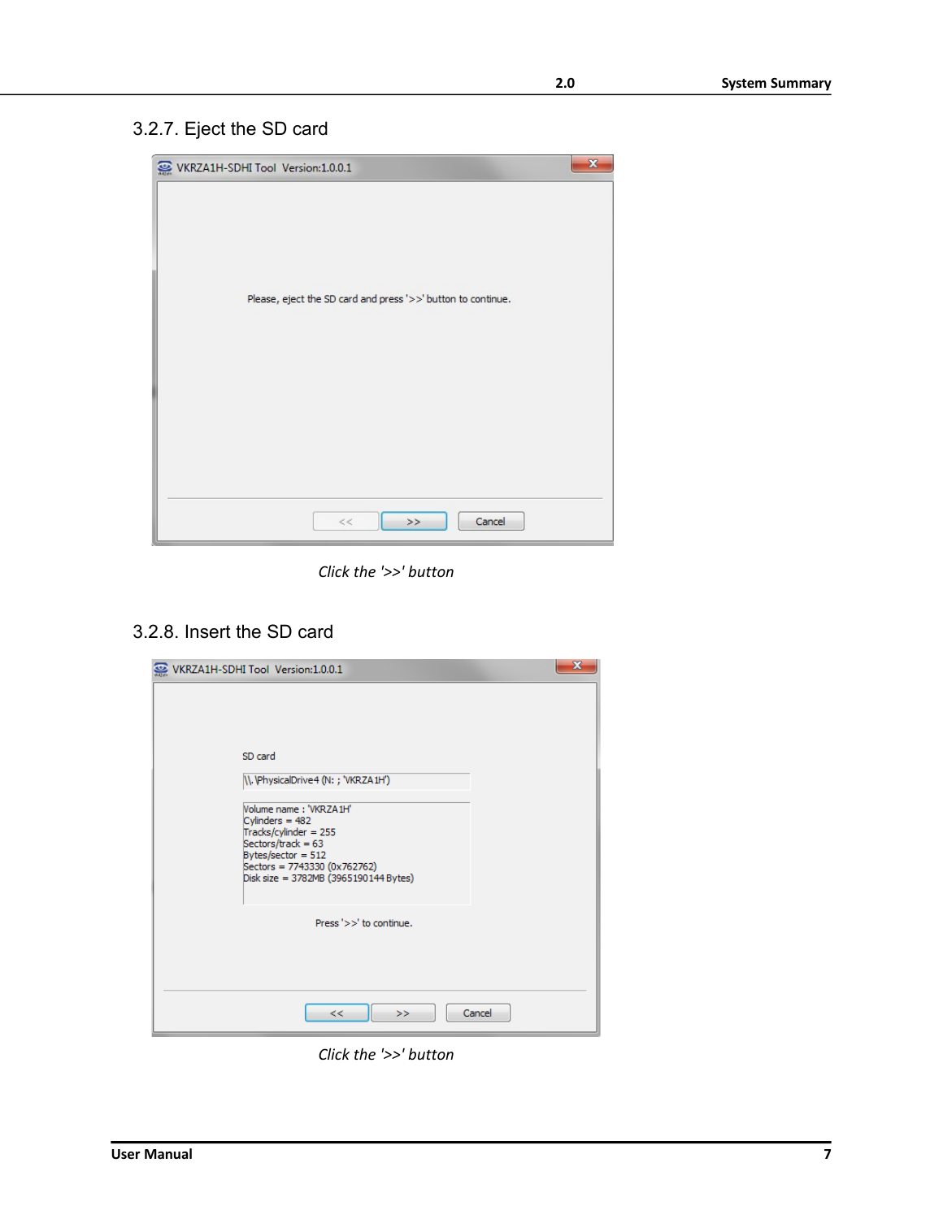### 3.2.7. Eject the SD card

VKRZA1H-SDHI Tool Version:1.0.0.1

Please, eject the SD card and press '>>' button to continue.

<< >> Cancel

*Click the '>>' button*

### 3.2.8. Insert the SD card

VKRZA1H-SDHI Tool Version:1.0.0.1

SD card

\\.\PhysicalDrive4 (N: ; 'VKRZA1H')

Volume name : 'VKRZA1H'
Cylinders = 482
Tracks/cylinder = 255
Sectors/track = 63
Bytes/sector = 512
Sectors = 7743330 (0x762762)
Disk size = 3782MB (3965190144 Bytes)

Press '>>' to continue.

<< >> Cancel

*Click the '>>' button*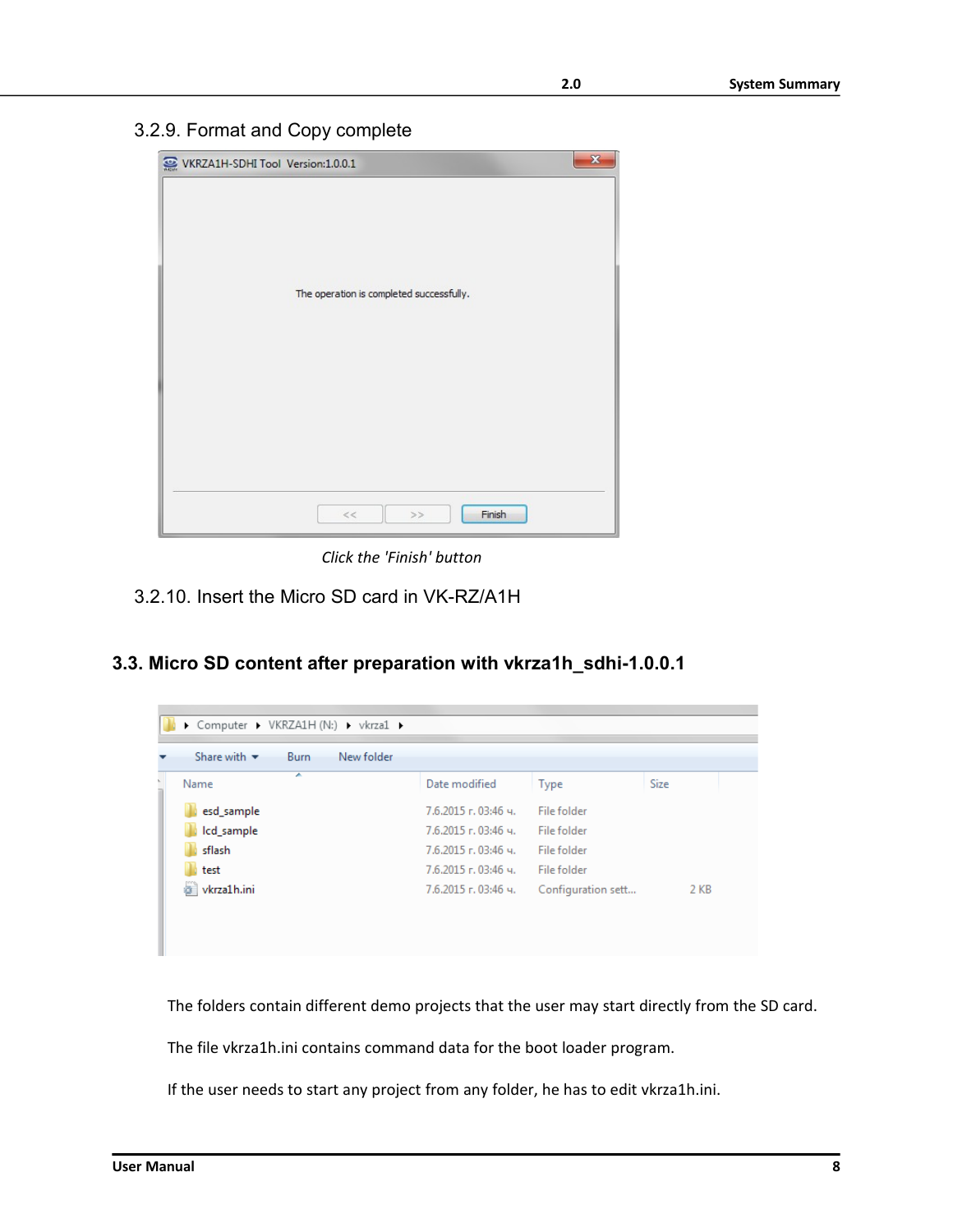### 3.2.9. Format and Copy complete

*Click the 'Finish' button*

### 3.2.10. Insert the Micro SD card in VK-RZ/A1H

## 3.3. Micro SD content after preparation with vkrza1h_sdhi-1.0.0.1

The folders contain different demo projects that the user may start directly from the SD card.

The file vkrza1h.ini contains command data for the boot loader program.

If the user needs to start any project from any folder, he has to edit vkrza1h.ini.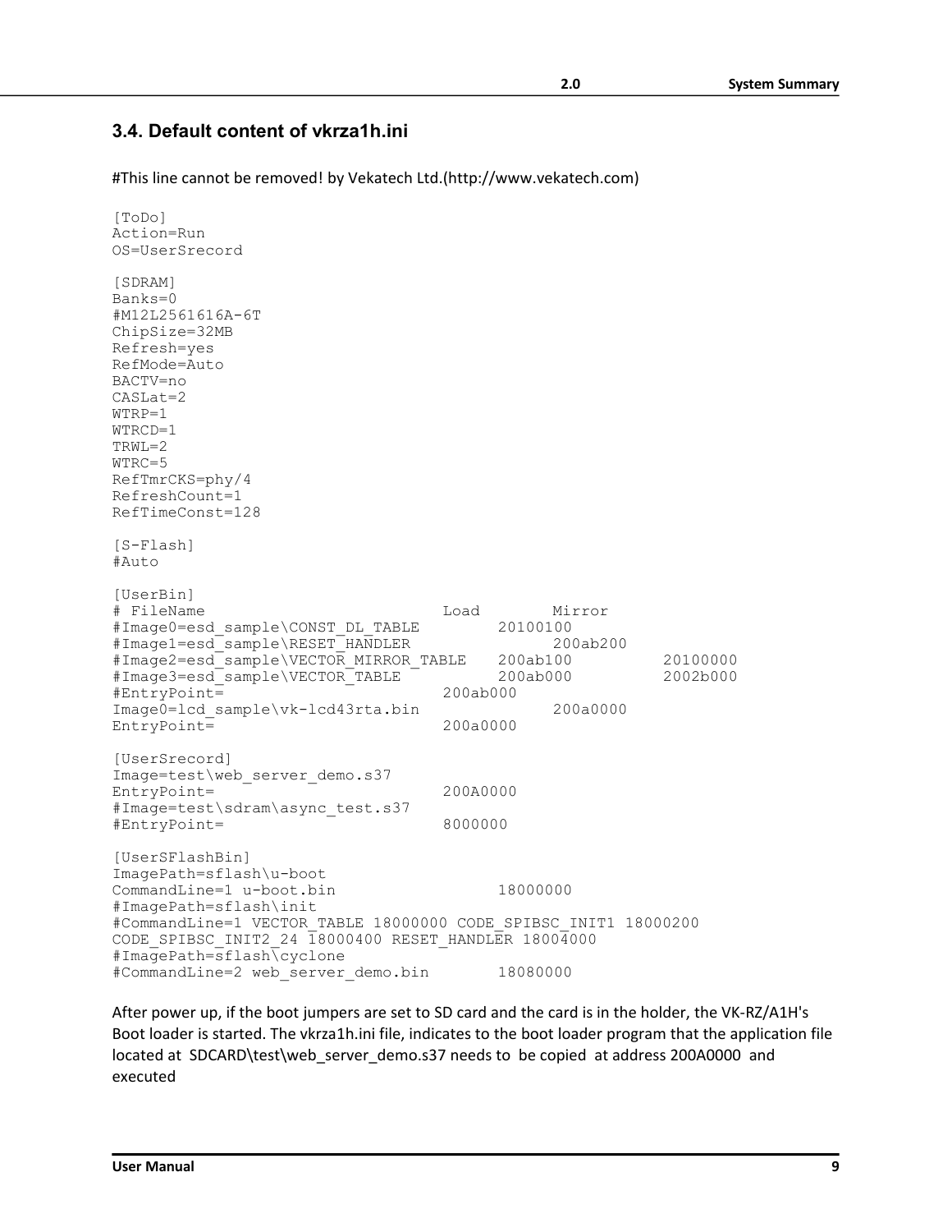### 3.4. Default content of vkrza1h.ini

#This line cannot be removed! by Vekatech Ltd.(http://www.vekatech.com)

```
[ToDo]
Action=Run
OS=UserSrecord

[SDRAM]
Banks=0
#M12L2561616A-6T
ChipSize=32MB
Refresh=yes
RefMode=Auto
BACTV=no
CASLat=2
WTRP=1
WTRCD=1
TRWL=2
WTRC=5
RefTmrCKS=phy/4
RefreshCount=1
RefTimeConst=128

[S-Flash]
#Auto

[UserBin]
# FileName                          Load        Mirror
#Image0=esd_sample\CONST_DL_TABLE          20100100
#Image1=esd_sample\RESET_HANDLER                 200ab200
#Image2=esd_sample\VECTOR_MIRROR_TABLE     200ab100          20100000
#Image3=esd_sample\VECTOR_TABLE            200ab000          2002b000
#EntryPoint=                        200ab000
Image0=lcd_sample\vk-lcd43rta.bin                200a0000
EntryPoint=                         200a0000

[UserSrecord]
Image=test\web_server_demo.s37
EntryPoint=                         200A0000
#Image=test\sdram\async_test.s37
#EntryPoint=                        8000000

[UserSFlashBin]
ImagePath=sflash\u-boot
CommandLine=1 u-boot.bin                   18000000
#ImagePath=sflash\init
#CommandLine=1 VECTOR_TABLE 18000000 CODE_SPIBSC_INIT1 18000200
CODE_SPIBSC_INIT2_24 18000400 RESET_HANDLER 18004000
#ImagePath=sflash\cyclone
#CommandLine=2 web_server_demo.bin         18080000
```

After power up, if the boot jumpers are set to SD card and the card is in the holder, the VK-RZ/A1H's Boot loader is started. The vkrza1h.ini file, indicates to the boot loader program that the application file located at SDCARD\test\web_server_demo.s37 needs to be copied at address 200A0000 and executed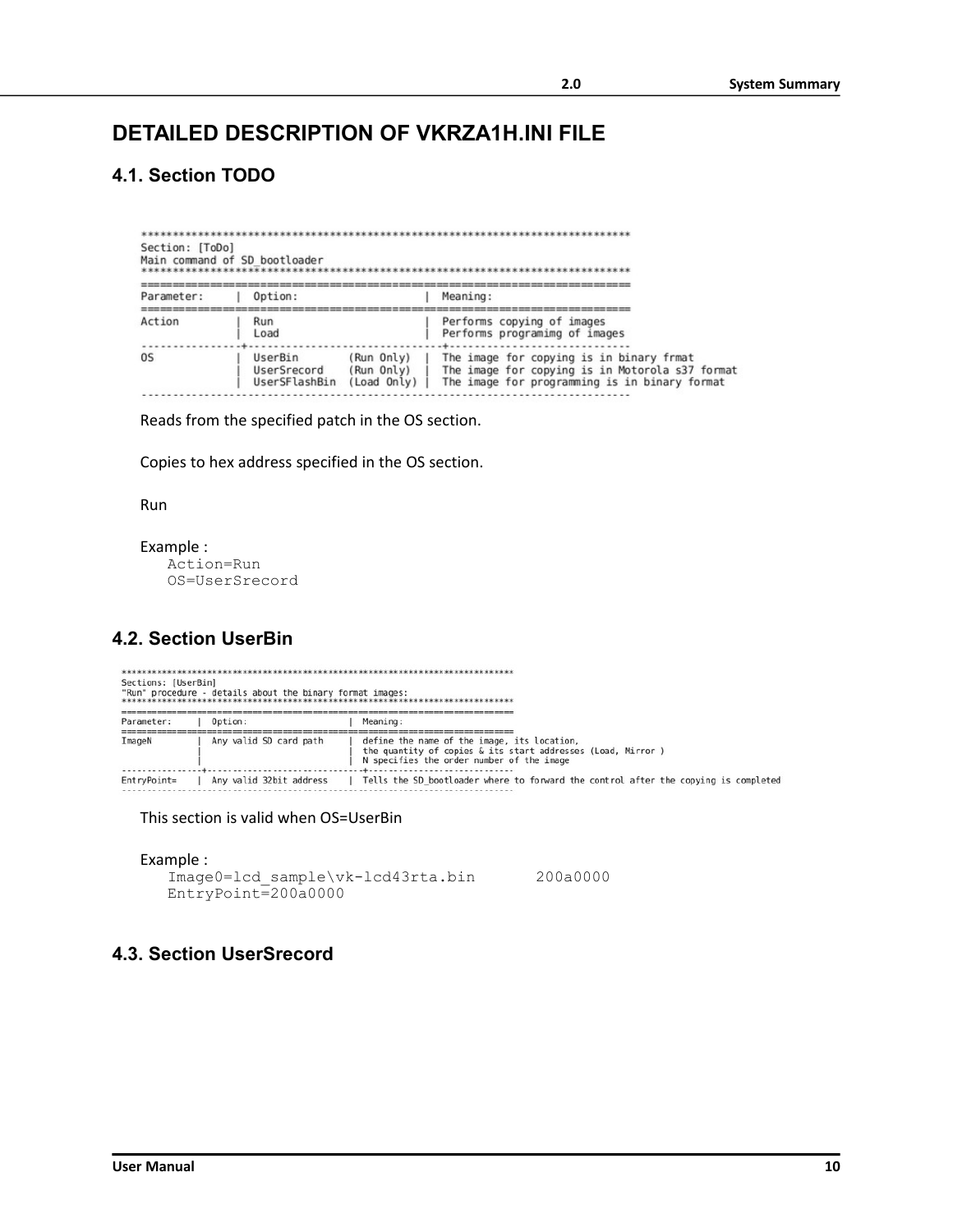# DETAILED DESCRIPTION OF VKRZA1H.INI FILE

## 4.1. Section TODO

```
******************************************************************************
Section: [ToDo]
Main command of SD_bootloader
******************************************************************************
==============================================================================
Parameter:     | Option:                      | Meaning:
==============================================================================
Action         | Run                          | Performs copying of images
               | Load                         | Performs programimg of images
---------------+------------------------------+-------------------------------
OS             | UserBin       (Run Only)     | The image for copying is in binary frmat
               | UserSrecord   (Run Only)     | The image for copying is in Motorola s37 format
               | UserSFlashBin (Load Only)    | The image for programming is in binary format
------------------------------------------------------------------------------
```

Reads from the specified patch in the OS section.

Copies to hex address specified in the OS section.

Run

Example :

```
Action=Run
OS=UserSrecord
```

## 4.2. Section UserBin

```
******************************************************************************
Sections: [UserBin]
"Run" procedure - details about the binary format images:
******************************************************************************
==============================================================================
Parameter:     | Option:                      | Meaning:
==============================================================================
ImageN         | Any valid SD card path       | define the name of the image, its location,
               |                              | the quantity of copies & its start addresses (Load, Mirror )
               |                              | N specifies the order number of the image
---------------+------------------------------+-------------------------------
EntryPoint=    | Any valid 32bit address      | Tells the SD_bootloader where to forward the control after the copying is completed
------------------------------------------------------------------------------
```

This section is valid when OS=UserBin

Example :

```
Image0=lcd_sample\vk-lcd43rta.bin      200a0000
EntryPoint=200a0000
```

## 4.3. Section UserSrecord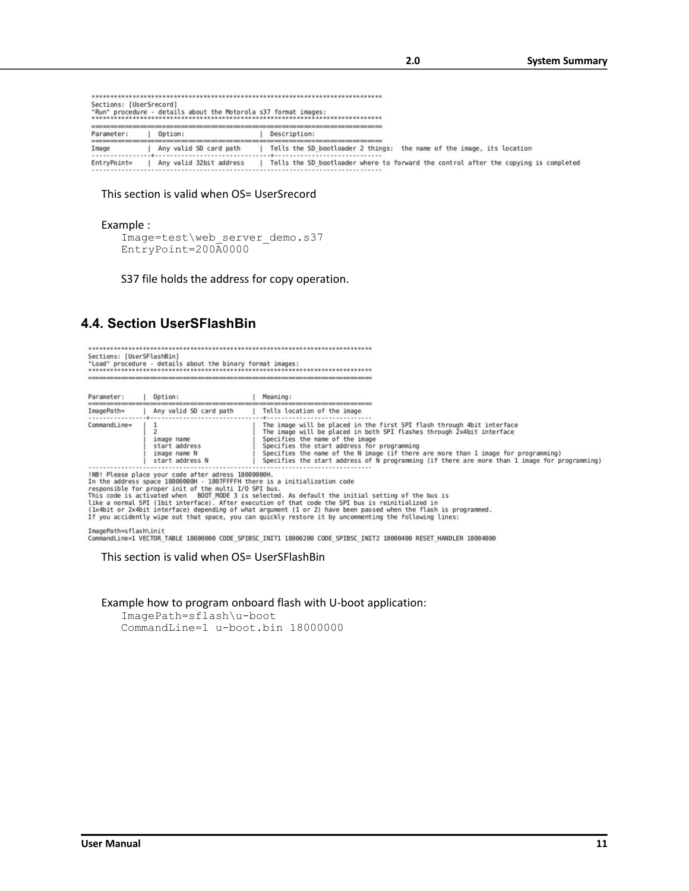```
****************************************************************************
Sections: [UserSrecord]
"Run" procedure - details about the Motorola s37 format images:
****************************************************************************
==========================================================================
Parameter:      |  Option:                      |  Description:
==========================================================================
Image           |  Any valid SD card path       |  Tells the SD_bootloader 2 things:  the name of the image, its location
----------------+-------------------------------+-----------------------------
EntryPoint=     |  Any valid 32bit address      |  Tells the SD_bootloader where to forward the control after the copying is completed
--------------------------------------------------------------------------
```

This section is valid when OS= UserSrecord

Example :

```
Image=test\web_server_demo.s37
EntryPoint=200A0000
```

S37 file holds the address for copy operation.

## 4.4. Section UserSFlashBin

```
****************************************************************************
Sections: [UserSFlashBin]
"Load" procedure - details about the binary format images:
****************************************************************************
==========================================================================

Parameter:      |  Option:                      |  Meaning:
==========================================================================
ImagePath=      |  Any valid SD card path       |  Tells location of the image
----------------+-------------------------------+-----------------------------
CommandLine=    |  1                            |  The image will be placed in the first SPI flash through 4bit interface
                |  2                            |  The image will be placed in both SPI flashes through 2x4bit interface
                |  image name                   |  Specifies the name of the image
                |  start address                |  Specifies the start address for programming
                |  image name N                 |  Specifies the name of the N image (if there are more than 1 image for programming)
                |  start address N              |  Specifies the start address of N programming (if there are more than 1 image for programming)
--------------------------------------------------------------------------
!NB! Please place your code after adress 18080000H.
In the address space 18000000H - 1807FFFFH there is a initialization code
responsible for proper init of the multi I/O SPI bus.
This code is activated when   BOOT_MODE 3 is selected. As default the initial setting of the bus is
like a normal SPI (1bit interface). After execution of that code the SPI bus is reinitialized in
(1x4bit or 2x4bit interface) depending of what argument (1 or 2) have been passed when the flash is programmed.
If you accidently wipe out that space, you can quickly restore it by uncommenting the following lines:

ImagePath=sflash\init
CommandLine=1 VECTOR_TABLE 18000000 CODE_SPIBSC_INIT1 18000200 CODE_SPIBSC_INIT2 18000400 RESET_HANDLER 18004000
```

This section is valid when OS= UserSFlashBin

Example how to program onboard flash with U-boot application:

```
ImagePath=sflash\u-boot
CommandLine=1 u-boot.bin 18000000
```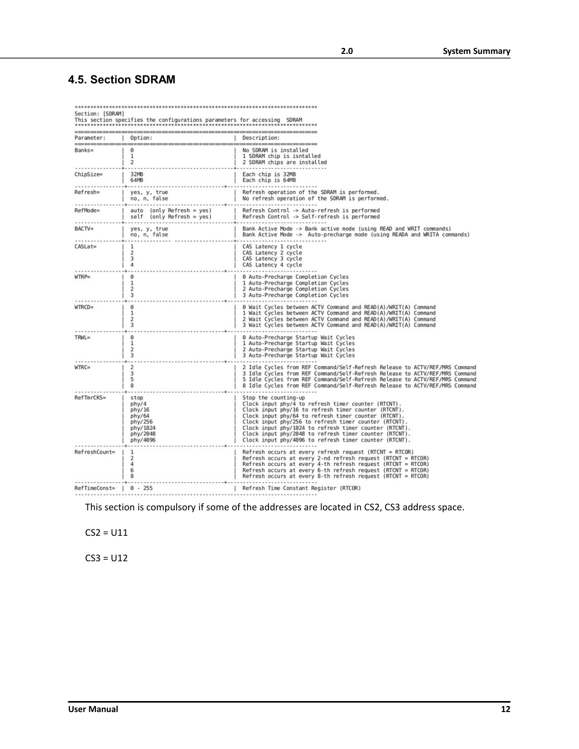## 4.5. Section SDRAM

```
****************************************************************************
Section: [SDRAM]
This section specifies the configurations parameters for accessing  SDRAM
****************************************************************************
=================================================================
Parameter:      | Option:                         | Description:
=================================================================
Banks=          | 0                               | No SDRAM is installed
                | 1                               | 1 SDRAM chip is isntalled
                | 2                               | 2 SDRAM chips are installed
----------------+---------------------------------+---------------------------
ChipSize=       | 32MB                            | Each chip is 32MB
                | 64MB                            | Each chip is 64MB
----------------+---------------------------------+---------------------------
Refresh=        | yes, y, true                    | Refresh operation of the SDRAM is performed.
                | no, n, false                    | No refresh operation of the SDRAM is performed.
----------------+---------------------------------+---------------------------
RefMode=        | auto  (only Refresh = yes)      | Refresh Control -> Auto-refresh is performed
                | self  (only Refresh = yes)      | Refresh Control -> Self-refresh is performed
----------------+---------------------------------+---------------------------
BACTV=          | yes, y, true                    | Bank Active Mode -> Bank active mode (using READ and WRIT commands)
                | no, n, false                    | Bank Active Mode ->  Auto-precharge mode (using READA and WRITA commands)
----------------+---------------------------------+---------------------------
CASLat=         | 1                               | CAS Latency 1 cycle
                | 2                               | CAS Latency 2 cycle
                | 3                               | CAS Latency 3 cycle
                | 4                               | CAS Latency 4 cycle
----------------+---------------------------------+---------------------------
WTRP=           | 0                               | 0 Auto-Precharge Completion Cycles
                | 1                               | 1 Auto-Precharge Completion Cycles
                | 2                               | 2 Auto-Precharge Completion Cycles
                | 3                               | 3 Auto-Precharge Completion Cycles
----------------+---------------------------------+---------------------------
WTRCD=          | 0                               | 0 Wait Cycles between ACTV Command and READ(A)/WRIT(A) Command
                | 1                               | 1 Wait Cycles between ACTV Command and READ(A)/WRIT(A) Command
                | 2                               | 2 Wait Cycles between ACTV Command and READ(A)/WRIT(A) Command
                | 3                               | 3 Wait Cycles between ACTV Command and READ(A)/WRIT(A) Command
----------------+---------------------------------+---------------------------
TRWL=           | 0                               | 0 Auto-Precharge Startup Wait Cycles
                | 1                               | 1 Auto-Precharge Startup Wait Cycles
                | 2                               | 2 Auto-Precharge Startup Wait Cycles
                | 3                               | 3 Auto-Precharge Startup Wait Cycles
----------------+---------------------------------+---------------------------
WTRC=           | 2                               | 2 Idle Cycles from REF Command/Self-Refresh Release to ACTV/REF/MRS Command
                | 3                               | 3 Idle Cycles from REF Command/Self-Refresh Release to ACTV/REF/MRS Command
                | 5                               | 5 Idle Cycles from REF Command/Self-Refresh Release to ACTV/REF/MRS Command
                | 8                               | 8 Idle Cycles from REF Command/Self-Refresh Release to ACTV/REF/MRS Command
----------------+---------------------------------+---------------------------
RefTmrCKS=      | stop                            | Stop the counting-up
                | phy/4                           | Clock input phy/4 to refresh timer counter (RTCNT).
                | phy/16                          | Clock input phy/16 to refresh timer counter (RTCNT).
                | phy/64                          | Clock input phy/64 to refresh timer counter (RTCNT).
                | phy/256                         | Clock input phy/256 to refresh timer counter (RTCNT).
                | phy/1024                        | Clock input phy/1024 to refresh timer counter (RTCNT).
                | phy/2048                        | Clock input phy/2048 to refresh timer counter (RTCNT).
                | phy/4096                        | Clock input phy/4096 to refresh timer counter (RTCNT).
----------------+---------------------------------+---------------------------
RefreshCount=   | 1                               | Refresh occurs at every refresh request (RTCNT = RTCOR)
                | 2                               | Refresh occurs at every 2-nd refresh request (RTCNT = RTCOR)
                | 4                               | Refresh occurs at every 4-th refresh request (RTCNT = RTCOR)
                | 6                               | Refresh occurs at every 6-th refresh request (RTCNT = RTCOR)
                | 8                               | Refresh occurs at every 8-th refresh request (RTCNT = RTCOR)
----------------+---------------------------------+---------------------------
RefTimeConst=   | 0 - 255                         | Refresh Time Constant Register (RTCOR)
-----------------------------------------------------------------------------
```

This section is compulsory if some of the addresses are located in CS2, CS3 address space.

CS2 = U11

CS3 = U12